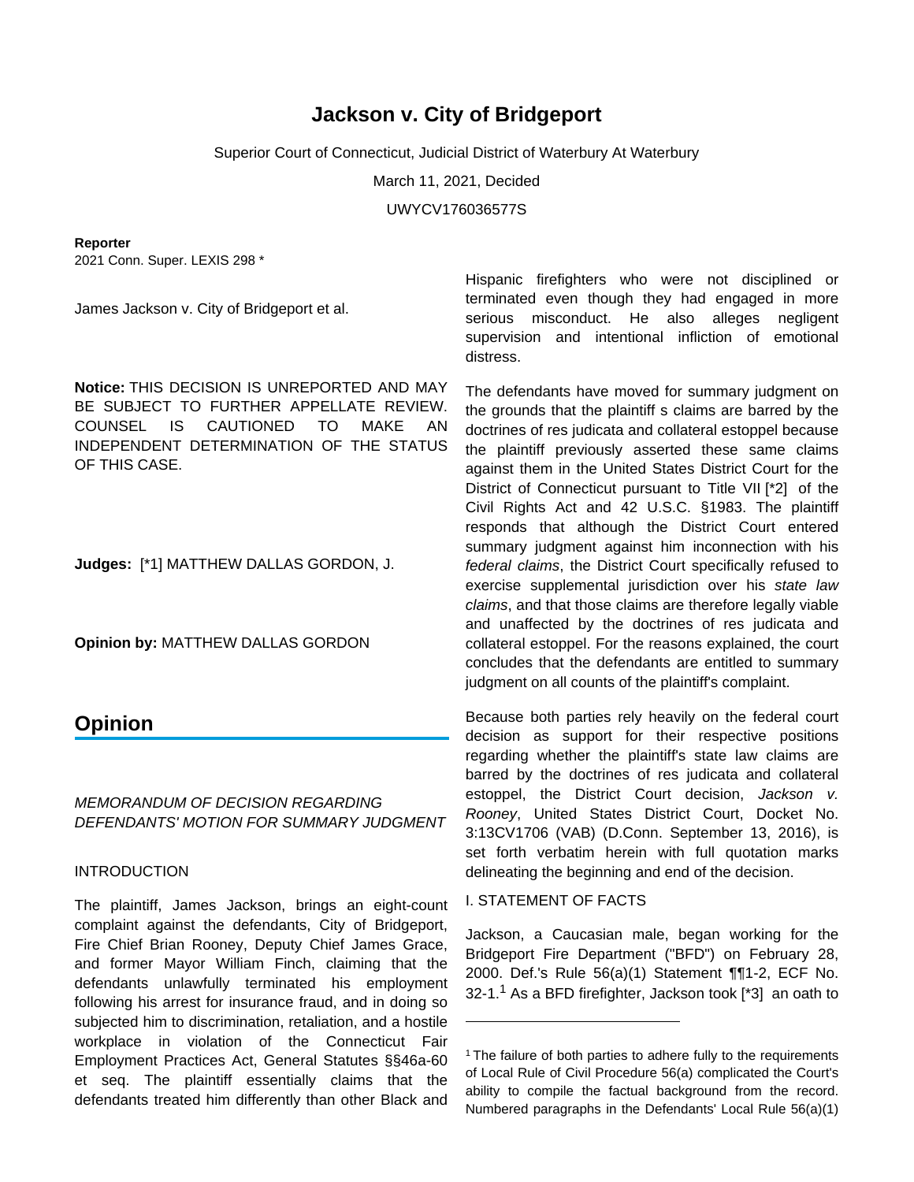# Jackson v. City of Bridgeport

Superior Court of Connecticut, Judicial District of Waterbury At Waterbury

March 11, 2021, Decided

UWYCV176036577S

**Reporter**

2021 Conn. Super. LEXIS 298 *

James Jackson v. City of Bridgeport et al.

**Notice:** THIS DECISION IS UNREPORTED AND MAY BE SUBJECT TO FURTHER APPELLATE REVIEW. COUNSEL IS CAUTIONED TO MAKE AN INDEPENDENT DETERMINATION OF THE STATUS OF THIS CASE.

**Judges:** [*1] MATTHEW DALLAS GORDON, J.

**Opinion by:** MATTHEW DALLAS GORDON

## Opinion

*MEMORANDUM OF DECISION REGARDING DEFENDANTS' MOTION FOR SUMMARY JUDGMENT*

INTRODUCTION

The plaintiff, James Jackson, brings an eight-count complaint against the defendants, City of Bridgeport, Fire Chief Brian Rooney, Deputy Chief James Grace, and former Mayor William Finch, claiming that the defendants unlawfully terminated his employment following his arrest for insurance fraud, and in doing so subjected him to discrimination, retaliation, and a hostile workplace in violation of the Connecticut Fair Employment Practices Act, General Statutes §§46a-60 et seq. The plaintiff essentially claims that the defendants treated him differently than other Black and Hispanic firefighters who were not disciplined or terminated even though they had engaged in more serious misconduct. He also alleges negligent supervision and intentional infliction of emotional distress.

The defendants have moved for summary judgment on the grounds that the plaintiff s claims are barred by the doctrines of res judicata and collateral estoppel because the plaintiff previously asserted these same claims against them in the United States District Court for the District of Connecticut pursuant to Title VII [*2] of the Civil Rights Act and 42 U.S.C. §1983. The plaintiff responds that although the District Court entered summary judgment against him inconnection with his *federal claims*, the District Court specifically refused to exercise supplemental jurisdiction over his *state law claims*, and that those claims are therefore legally viable and unaffected by the doctrines of res judicata and collateral estoppel. For the reasons explained, the court concludes that the defendants are entitled to summary judgment on all counts of the plaintiff's complaint.

Because both parties rely heavily on the federal court decision as support for their respective positions regarding whether the plaintiff's state law claims are barred by the doctrines of res judicata and collateral estoppel, the District Court decision, *Jackson v. Rooney*, United States District Court, Docket No. 3:13CV1706 (VAB) (D.Conn. September 13, 2016), is set forth verbatim herein with full quotation marks delineating the beginning and end of the decision.

I. STATEMENT OF FACTS

Jackson, a Caucasian male, began working for the Bridgeport Fire Department ("BFD") on February 28, 2000. Def.'s Rule 56(a)(1) Statement ¶¶1-2, ECF No. 32-1.[1] As a BFD firefighter, Jackson took [*3] an oath to

[1] The failure of both parties to adhere fully to the requirements of Local Rule of Civil Procedure 56(a) complicated the Court's ability to compile the factual background from the record. Numbered paragraphs in the Defendants' Local Rule 56(a)(1)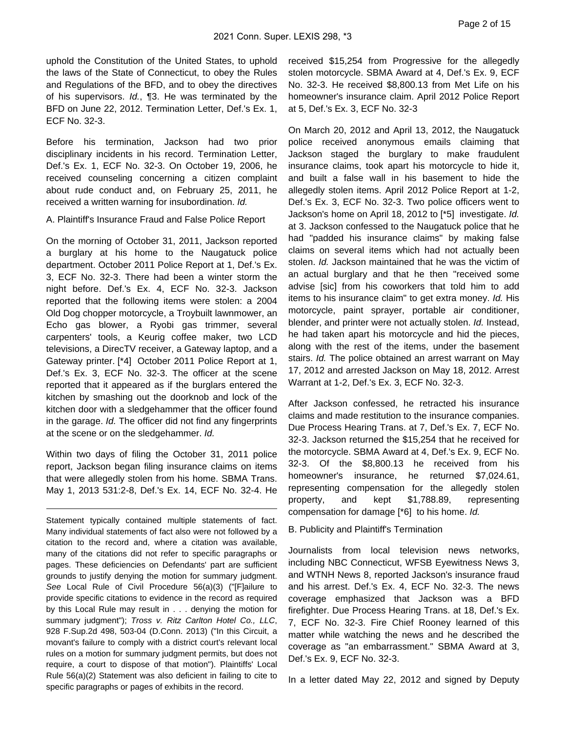uphold the Constitution of the United States, to uphold the laws of the State of Connecticut, to obey the Rules and Regulations of the BFD, and to obey the directives of his supervisors. *Id.*, ¶3. He was terminated by the BFD on June 22, 2012. Termination Letter, Def.'s Ex. 1, ECF No. 32-3.

Before his termination, Jackson had two prior disciplinary incidents in his record. Termination Letter, Def.'s Ex. 1, ECF No. 32-3. On October 19, 2006, he received counseling concerning a citizen complaint about rude conduct and, on February 25, 2011, he received a written warning for insubordination. *Id.*

A. Plaintiff's Insurance Fraud and False Police Report

On the morning of October 31, 2011, Jackson reported a burglary at his home to the Naugatuck police department. October 2011 Police Report at 1, Def.'s Ex. 3, ECF No. 32-3. There had been a winter storm the night before. Def.'s Ex. 4, ECF No. 32-3. Jackson reported that the following items were stolen: a 2004 Old Dog chopper motorcycle, a Troybuilt lawnmower, an Echo gas blower, a Ryobi gas trimmer, several carpenters' tools, a Keurig coffee maker, two LCD televisions, a DirecTV receiver, a Gateway laptop, and a Gateway printer. [*4] October 2011 Police Report at 1, Def.'s Ex. 3, ECF No. 32-3. The officer at the scene reported that it appeared as if the burglars entered the kitchen by smashing out the doorknob and lock of the kitchen door with a sledgehammer that the officer found in the garage. *Id.* The officer did not find any fingerprints at the scene or on the sledgehammer. *Id.*

Within two days of filing the October 31, 2011 police report, Jackson began filing insurance claims on items that were allegedly stolen from his home. SBMA Trans. May 1, 2013 531:2-8, Def.'s Ex. 14, ECF No. 32-4. He received $15,254 from Progressive for the allegedly stolen motorcycle. SBMA Award at 4, Def.'s Ex. 9, ECF No. 32-3. He received $8,800.13 from Met Life on his homeowner's insurance claim. April 2012 Police Report at 5, Def.'s Ex. 3, ECF No. 32-3

On March 20, 2012 and April 13, 2012, the Naugatuck police received anonymous emails claiming that Jackson staged the burglary to make fraudulent insurance claims, took apart his motorcycle to hide it, and built a false wall in his basement to hide the allegedly stolen items. April 2012 Police Report at 1-2, Def.'s Ex. 3, ECF No. 32-3. Two police officers went to Jackson's home on April 18, 2012 to [*5] investigate. *Id.* at 3. Jackson confessed to the Naugatuck police that he had "padded his insurance claims" by making false claims on several items which had not actually been stolen. *Id.* Jackson maintained that he was the victim of an actual burglary and that he then "received some advise [sic] from his coworkers that told him to add items to his insurance claim" to get extra money. *Id.* His motorcycle, paint sprayer, portable air conditioner, blender, and printer were not actually stolen. *Id.* Instead, he had taken apart his motorcycle and hid the pieces, along with the rest of the items, under the basement stairs. *Id.* The police obtained an arrest warrant on May 17, 2012 and arrested Jackson on May 18, 2012. Arrest Warrant at 1-2, Def.'s Ex. 3, ECF No. 32-3.

After Jackson confessed, he retracted his insurance claims and made restitution to the insurance companies. Due Process Hearing Trans. at 7, Def.'s Ex. 7, ECF No. 32-3. Jackson returned the $15,254 that he received for the motorcycle. SBMA Award at 4, Def.'s Ex. 9, ECF No. 32-3. Of the $8,800.13 he received from his homeowner's insurance, he returned $7,024.61, representing compensation for the allegedly stolen property, and kept $1,788.89, representing compensation for damage [*6] to his home. *Id.*

B. Publicity and Plaintiff's Termination

Journalists from local television news networks, including NBC Connecticut, WFSB Eyewitness News 3, and WTNH News 8, reported Jackson's insurance fraud and his arrest. Def.'s Ex. 4, ECF No. 32-3. The news coverage emphasized that Jackson was a BFD firefighter. Due Process Hearing Trans. at 18, Def.'s Ex. 7, ECF No. 32-3. Fire Chief Rooney learned of this matter while watching the news and he described the coverage as "an embarrassment." SBMA Award at 3, Def.'s Ex. 9, ECF No. 32-3.

In a letter dated May 22, 2012 and signed by Deputy

---

Statement typically contained multiple statements of fact. Many individual statements of fact also were not followed by a citation to the record and, where a citation was available, many of the citations did not refer to specific paragraphs or pages. These deficiencies on Defendants' part are sufficient grounds to justify denying the motion for summary judgment. *See* Local Rule of Civil Procedure 56(a)(3) ("[F]ailure to provide specific citations to evidence in the record as required by this Local Rule may result in . . . denying the motion for summary judgment"); *Tross v. Ritz Carlton Hotel Co., LLC*, 928 F.Supp.2d 498, 503-04 (D.Conn. 2013) ("In this Circuit, a movant's failure to comply with a district court's relevant local rules on a motion for summary judgment permits, but does not require, a court to dispose of that motion"). Plaintiffs' Local Rule 56(a)(2) Statement was also deficient in failing to cite to specific paragraphs or pages of exhibits in the record.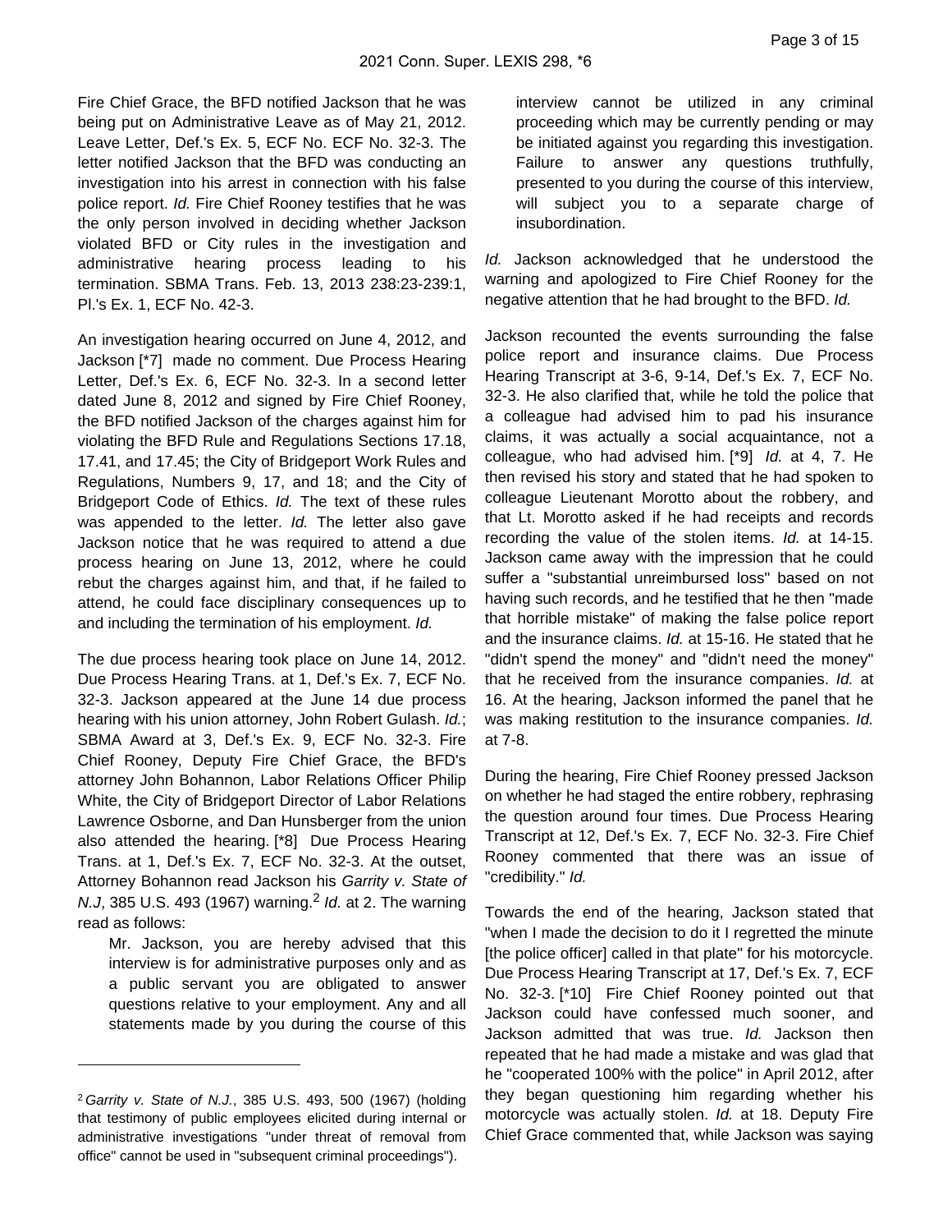Fire Chief Grace, the BFD notified Jackson that he was being put on Administrative Leave as of May 21, 2012. Leave Letter, Def.'s Ex. 5, ECF No. ECF No. 32-3. The letter notified Jackson that the BFD was conducting an investigation into his arrest in connection with his false police report. *Id.* Fire Chief Rooney testifies that he was the only person involved in deciding whether Jackson violated BFD or City rules in the investigation and administrative hearing process leading to his termination. SBMA Trans. Feb. 13, 2013 238:23-239:1, Pl.'s Ex. 1, ECF No. 42-3.

An investigation hearing occurred on June 4, 2012, and Jackson [*7] made no comment. Due Process Hearing Letter, Def.'s Ex. 6, ECF No. 32-3. In a second letter dated June 8, 2012 and signed by Fire Chief Rooney, the BFD notified Jackson of the charges against him for violating the BFD Rule and Regulations Sections 17.18, 17.41, and 17.45; the City of Bridgeport Work Rules and Regulations, Numbers 9, 17, and 18; and the City of Bridgeport Code of Ethics. *Id.* The text of these rules was appended to the letter. *Id.* The letter also gave Jackson notice that he was required to attend a due process hearing on June 13, 2012, where he could rebut the charges against him, and that, if he failed to attend, he could face disciplinary consequences up to and including the termination of his employment. *Id.*

The due process hearing took place on June 14, 2012. Due Process Hearing Trans. at 1, Def.'s Ex. 7, ECF No. 32-3. Jackson appeared at the June 14 due process hearing with his union attorney, John Robert Gulash. *Id.*; SBMA Award at 3, Def.'s Ex. 9, ECF No. 32-3. Fire Chief Rooney, Deputy Fire Chief Grace, the BFD's attorney John Bohannon, Labor Relations Officer Philip White, the City of Bridgeport Director of Labor Relations Lawrence Osborne, and Dan Hunsberger from the union also attended the hearing. [*8] Due Process Hearing Trans. at 1, Def.'s Ex. 7, ECF No. 32-3. At the outset, Attorney Bohannon read Jackson his *Garrity v. State of N.J*, 385 U.S. 493 (1967) warning.[2] *Id.* at 2. The warning read as follows:

> Mr. Jackson, you are hereby advised that this interview is for administrative purposes only and as a public servant you are obligated to answer questions relative to your employment. Any and all statements made by you during the course of this interview cannot be utilized in any criminal proceeding which may be currently pending or may be initiated against you regarding this investigation. Failure to answer any questions truthfully, presented to you during the course of this interview, will subject you to a separate charge of insubordination.

*Id.* Jackson acknowledged that he understood the warning and apologized to Fire Chief Rooney for the negative attention that he had brought to the BFD. *Id.*

Jackson recounted the events surrounding the false police report and insurance claims. Due Process Hearing Transcript at 3-6, 9-14, Def.'s Ex. 7, ECF No. 32-3. He also clarified that, while he told the police that a colleague had advised him to pad his insurance claims, it was actually a social acquaintance, not a colleague, who had advised him. [*9] *Id.* at 4, 7. He then revised his story and stated that he had spoken to colleague Lieutenant Morotto about the robbery, and that Lt. Morotto asked if he had receipts and records recording the value of the stolen items. *Id.* at 14-15. Jackson came away with the impression that he could suffer a "substantial unreimbursed loss" based on not having such records, and he testified that he then "made that horrible mistake" of making the false police report and the insurance claims. *Id.* at 15-16. He stated that he "didn't spend the money" and "didn't need the money" that he received from the insurance companies. *Id.* at 16. At the hearing, Jackson informed the panel that he was making restitution to the insurance companies. *Id.* at 7-8.

During the hearing, Fire Chief Rooney pressed Jackson on whether he had staged the entire robbery, rephrasing the question around four times. Due Process Hearing Transcript at 12, Def.'s Ex. 7, ECF No. 32-3. Fire Chief Rooney commented that there was an issue of "credibility." *Id.*

Towards the end of the hearing, Jackson stated that "when I made the decision to do it I regretted the minute [the police officer] called in that plate" for his motorcycle. Due Process Hearing Transcript at 17, Def.'s Ex. 7, ECF No. 32-3. [*10] Fire Chief Rooney pointed out that Jackson could have confessed much sooner, and Jackson admitted that was true. *Id.* Jackson then repeated that he had made a mistake and was glad that he "cooperated 100% with the police" in April 2012, after they began questioning him regarding whether his motorcycle was actually stolen. *Id.* at 18. Deputy Fire Chief Grace commented that, while Jackson was saying

---

[2] *Garrity v. State of N.J.*, 385 U.S. 493, 500 (1967) (holding that testimony of public employees elicited during internal or administrative investigations "under threat of removal from office" cannot be used in "subsequent criminal proceedings").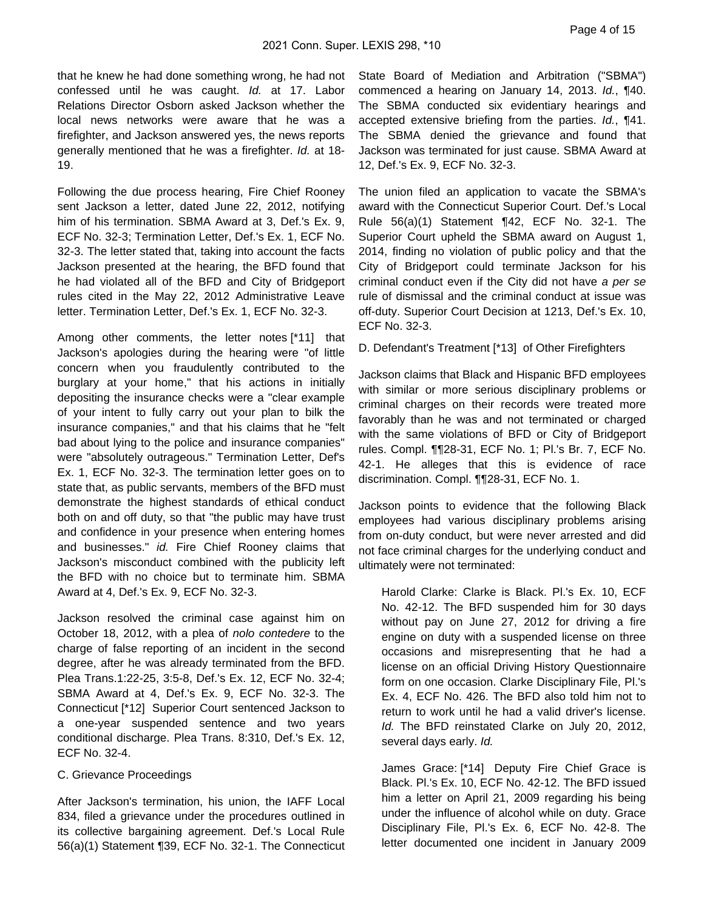that he knew he had done something wrong, he had not confessed until he was caught. *Id.* at 17. Labor Relations Director Osborn asked Jackson whether the local news networks were aware that he was a firefighter, and Jackson answered yes, the news reports generally mentioned that he was a firefighter. *Id.* at 18-19.

Following the due process hearing, Fire Chief Rooney sent Jackson a letter, dated June 22, 2012, notifying him of his termination. SBMA Award at 3, Def.'s Ex. 9, ECF No. 32-3; Termination Letter, Def.'s Ex. 1, ECF No. 32-3. The letter stated that, taking into account the facts Jackson presented at the hearing, the BFD found that he had violated all of the BFD and City of Bridgeport rules cited in the May 22, 2012 Administrative Leave letter. Termination Letter, Def.'s Ex. 1, ECF No. 32-3.

Among other comments, the letter notes [*11] that Jackson's apologies during the hearing were "of little concern when you fraudulently contributed to the burglary at your home," that his actions in initially depositing the insurance checks were a "clear example of your intent to fully carry out your plan to bilk the insurance companies," and that his claims that he "felt bad about lying to the police and insurance companies" were "absolutely outrageous." Termination Letter, Def's Ex. 1, ECF No. 32-3. The termination letter goes on to state that, as public servants, members of the BFD must demonstrate the highest standards of ethical conduct both on and off duty, so that "the public may have trust and confidence in your presence when entering homes and businesses." *id.* Fire Chief Rooney claims that Jackson's misconduct combined with the publicity left the BFD with no choice but to terminate him. SBMA Award at 4, Def.'s Ex. 9, ECF No. 32-3.

Jackson resolved the criminal case against him on October 18, 2012, with a plea of *nolo contedere* to the charge of false reporting of an incident in the second degree, after he was already terminated from the BFD. Plea Trans.1:22-25, 3:5-8, Def.'s Ex. 12, ECF No. 32-4; SBMA Award at 4, Def.'s Ex. 9, ECF No. 32-3. The Connecticut [*12] Superior Court sentenced Jackson to a one-year suspended sentence and two years conditional discharge. Plea Trans. 8:310, Def.'s Ex. 12, ECF No. 32-4.

C. Grievance Proceedings

After Jackson's termination, his union, the IAFF Local 834, filed a grievance under the procedures outlined in its collective bargaining agreement. Def.'s Local Rule 56(a)(1) Statement ¶39, ECF No. 32-1. The Connecticut State Board of Mediation and Arbitration ("SBMA") commenced a hearing on January 14, 2013. *Id.*, ¶40. The SBMA conducted six evidentiary hearings and accepted extensive briefing from the parties. *Id.*, ¶41. The SBMA denied the grievance and found that Jackson was terminated for just cause. SBMA Award at 12, Def.'s Ex. 9, ECF No. 32-3.

The union filed an application to vacate the SBMA's award with the Connecticut Superior Court. Def.'s Local Rule 56(a)(1) Statement ¶42, ECF No. 32-1. The Superior Court upheld the SBMA award on August 1, 2014, finding no violation of public policy and that the City of Bridgeport could terminate Jackson for his criminal conduct even if the City did not have *a per se* rule of dismissal and the criminal conduct at issue was off-duty. Superior Court Decision at 1213, Def.'s Ex. 10, ECF No. 32-3.

D. Defendant's Treatment [*13] of Other Firefighters

Jackson claims that Black and Hispanic BFD employees with similar or more serious disciplinary problems or criminal charges on their records were treated more favorably than he was and not terminated or charged with the same violations of BFD or City of Bridgeport rules. Compl. ¶¶28-31, ECF No. 1; Pl.'s Br. 7, ECF No. 42-1. He alleges that this is evidence of race discrimination. Compl. ¶¶28-31, ECF No. 1.

Jackson points to evidence that the following Black employees had various disciplinary problems arising from on-duty conduct, but were never arrested and did not face criminal charges for the underlying conduct and ultimately were not terminated:

> Harold Clarke: Clarke is Black. Pl.'s Ex. 10, ECF No. 42-12. The BFD suspended him for 30 days without pay on June 27, 2012 for driving a fire engine on duty with a suspended license on three occasions and misrepresenting that he had a license on an official Driving History Questionnaire form on one occasion. Clarke Disciplinary File, Pl.'s Ex. 4, ECF No. 426. The BFD also told him not to return to work until he had a valid driver's license. *Id.* The BFD reinstated Clarke on July 20, 2012, several days early. *Id.*
>
> James Grace: [*14] Deputy Fire Chief Grace is Black. Pl.'s Ex. 10, ECF No. 42-12. The BFD issued him a letter on April 21, 2009 regarding his being under the influence of alcohol while on duty. Grace Disciplinary File, Pl.'s Ex. 6, ECF No. 42-8. The letter documented one incident in January 2009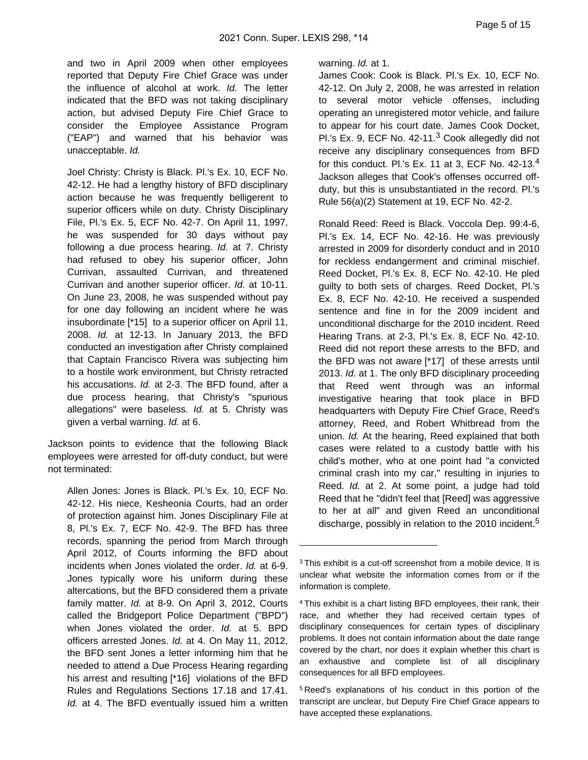and two in April 2009 when other employees reported that Deputy Fire Chief Grace was under the influence of alcohol at work. *Id.* The letter indicated that the BFD was not taking disciplinary action, but advised Deputy Fire Chief Grace to consider the Employee Assistance Program ("EAP") and warned that his behavior was unacceptable. *Id.*

Joel Christy: Christy is Black. Pl.'s Ex. 10, ECF No. 42-12. He had a lengthy history of BFD disciplinary action because he was frequently belligerent to superior officers while on duty. Christy Disciplinary File, Pl.'s Ex. 5, ECF No. 42-7. On April 11, 1997, he was suspended for 30 days without pay following a due process hearing. *Id.* at 7. Christy had refused to obey his superior officer, John Currivan, assaulted Currivan, and threatened Currivan and another superior officer. *Id.* at 10-11. On June 23, 2008, he was suspended without pay for one day following an incident where he was insubordinate [*15] to a superior officer on April 11, 2008. *Id.* at 12-13. In January 2013, the BFD conducted an investigation after Christy complained that Captain Francisco Rivera was subjecting him to a hostile work environment, but Christy retracted his accusations. *Id.* at 2-3. The BFD found, after a due process hearing, that Christy's "spurious allegations" were baseless. *Id.* at 5. Christy was given a verbal warning. *Id.* at 6.

Jackson points to evidence that the following Black employees were arrested for off-duty conduct, but were not terminated:

Allen Jones: Jones is Black. Pl.'s Ex. 10, ECF No. 42-12. His niece, Kesheonia Courts, had an order of protection against him. Jones Disciplinary File at 8, Pl.'s Ex. 7, ECF No. 42-9. The BFD has three records, spanning the period from March through April 2012, of Courts informing the BFD about incidents when Jones violated the order. *Id.* at 6-9. Jones typically wore his uniform during these altercations, but the BFD considered them a private family matter. *Id.* at 8-9. On April 3, 2012, Courts called the Bridgeport Police Department ("BPD") when Jones violated the order. *Id.* at 5. BPD officers arrested Jones. *Id.* at 4. On May 11, 2012, the BFD sent Jones a letter informing him that he needed to attend a Due Process Hearing regarding his arrest and resulting [*16] violations of the BFD Rules and Regulations Sections 17.18 and 17.41. *Id.* at 4. The BFD eventually issued him a written warning. *Id.* at 1.

James Cook: Cook is Black. Pl.'s Ex. 10, ECF No. 42-12. On July 2, 2008, he was arrested in relation to several motor vehicle offenses, including operating an unregistered motor vehicle, and failure to appear for his court date. James Cook Docket, Pl.'s Ex. 9, ECF No. 42-11.[3] Cook allegedly did not receive any disciplinary consequences from BFD for this conduct. Pl.'s Ex. 11 at 3, ECF No. 42-13.[4] Jackson alleges that Cook's offenses occurred off-duty, but this is unsubstantiated in the record. Pl.'s Rule 56(a)(2) Statement at 19, ECF No. 42-2.

Ronald Reed: Reed is Black. Voccola Dep. 99:4-6, Pl.'s Ex. 14, ECF No. 42-16. He was previously arrested in 2009 for disorderly conduct and in 2010 for reckless endangerment and criminal mischief. Reed Docket, Pl.'s Ex. 8, ECF No. 42-10. He pled guilty to both sets of charges. Reed Docket, Pl.'s Ex. 8, ECF No. 42-10. He received a suspended sentence and fine in for the 2009 incident and unconditional discharge for the 2010 incident. Reed Hearing Trans. at 2-3, Pl.'s Ex. 8, ECF No. 42-10. Reed did not report these arrests to the BFD, and the BFD was not aware [*17] of these arrests until 2013. *Id.* at 1. The only BFD disciplinary proceeding that Reed went through was an informal investigative hearing that took place in BFD headquarters with Deputy Fire Chief Grace, Reed's attorney, Reed, and Robert Whitbread from the union. *Id.* At the hearing, Reed explained that both cases were related to a custody battle with his child's mother, who at one point had "a convicted criminal crash into my car," resulting in injuries to Reed. *Id.* at 2. At some point, a judge had told Reed that he "didn't feel that [Reed] was aggressive to her at all" and given Reed an unconditional discharge, possibly in relation to the 2010 incident.[5]

---

[3] This exhibit is a cut-off screenshot from a mobile device. It is unclear what website the information comes from or if the information is complete.

[4] This exhibit is a chart listing BFD employees, their rank, their race, and whether they had received certain types of disciplinary consequences for certain types of disciplinary problems. It does not contain information about the date range covered by the chart, nor does it explain whether this chart is an exhaustive and complete list of all disciplinary consequences for all BFD employees.

[5] Reed's explanations of his conduct in this portion of the transcript are unclear, but Deputy Fire Chief Grace appears to have accepted these explanations.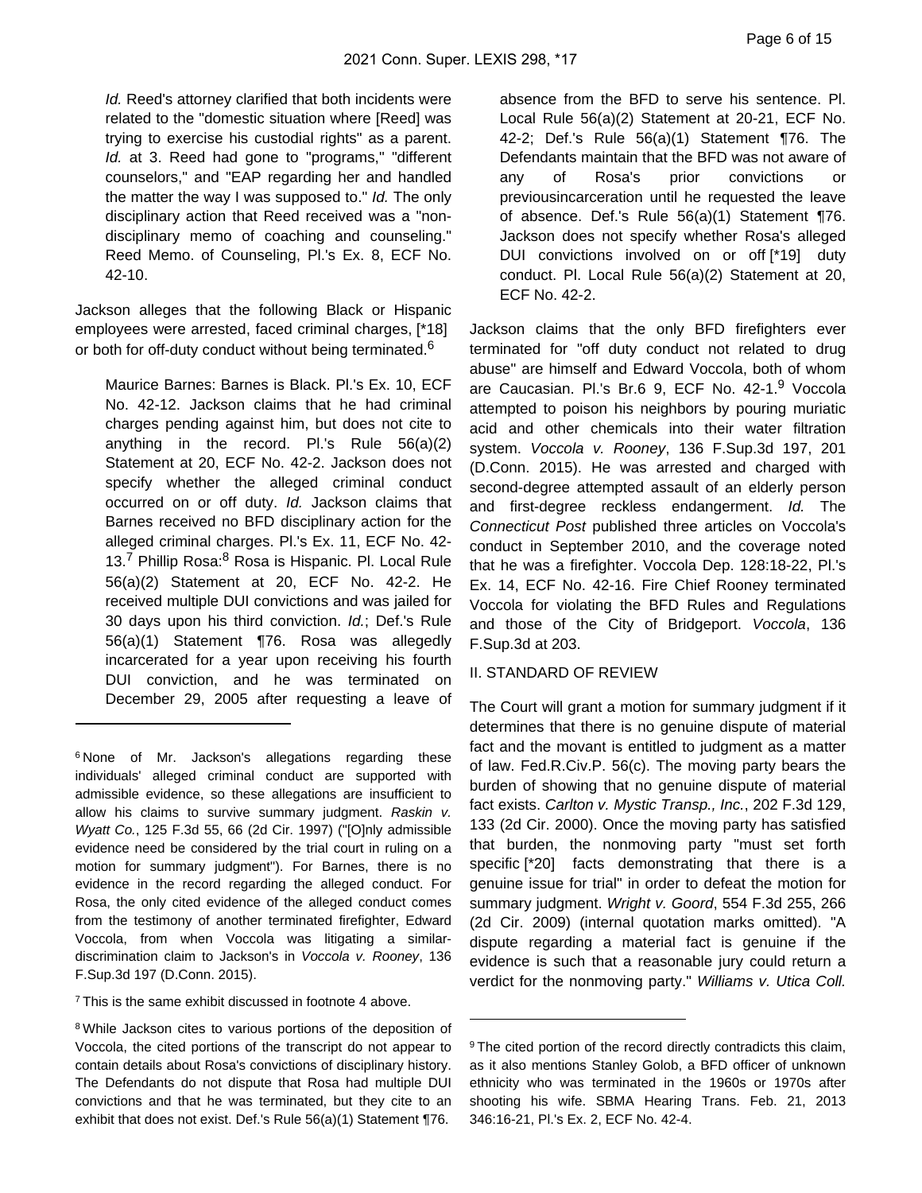*Id.* Reed's attorney clarified that both incidents were related to the "domestic situation where [Reed] was trying to exercise his custodial rights" as a parent. *Id.* at 3. Reed had gone to "programs," "different counselors," and "EAP regarding her and handled the matter the way I was supposed to." *Id.* The only disciplinary action that Reed received was a "non-disciplinary memo of coaching and counseling." Reed Memo. of Counseling, Pl.'s Ex. 8, ECF No. 42-10.

Jackson alleges that the following Black or Hispanic employees were arrested, faced criminal charges, [*18] or both for off-duty conduct without being terminated.[6]

> Maurice Barnes: Barnes is Black. Pl.'s Ex. 10, ECF No. 42-12. Jackson claims that he had criminal charges pending against him, but does not cite to anything in the record. Pl.'s Rule 56(a)(2) Statement at 20, ECF No. 42-2. Jackson does not specify whether the alleged criminal conduct occurred on or off duty. *Id.* Jackson claims that Barnes received no BFD disciplinary action for the alleged criminal charges. Pl.'s Ex. 11, ECF No. 42-13.[7] Phillip Rosa:[8] Rosa is Hispanic. Pl. Local Rule 56(a)(2) Statement at 20, ECF No. 42-2. He received multiple DUI convictions and was jailed for 30 days upon his third conviction. *Id.*; Def.'s Rule 56(a)(1) Statement ¶76. Rosa was allegedly incarcerated for a year upon receiving his fourth DUI conviction, and he was terminated on December 29, 2005 after requesting a leave of absence from the BFD to serve his sentence. Pl. Local Rule 56(a)(2) Statement at 20-21, ECF No. 42-2; Def.'s Rule 56(a)(1) Statement ¶76. The Defendants maintain that the BFD was not aware of any of Rosa's prior convictions or previousincarceration until he requested the leave of absence. Def.'s Rule 56(a)(1) Statement ¶76. Jackson does not specify whether Rosa's alleged DUI convictions involved on or off [*19] duty conduct. Pl. Local Rule 56(a)(2) Statement at 20, ECF No. 42-2.

Jackson claims that the only BFD firefighters ever terminated for "off duty conduct not related to drug abuse" are himself and Edward Voccola, both of whom are Caucasian. Pl.'s Br.6 9, ECF No. 42-1.[9] Voccola attempted to poison his neighbors by pouring muriatic acid and other chemicals into their water filtration system. *Voccola v. Rooney*, 136 F.Supp.3d 197, 201 (D.Conn. 2015). He was arrested and charged with second-degree attempted assault of an elderly person and first-degree reckless endangerment. *Id.* The *Connecticut Post* published three articles on Voccola's conduct in September 2010, and the coverage noted that he was a firefighter. Voccola Dep. 128:18-22, Pl.'s Ex. 14, ECF No. 42-16. Fire Chief Rooney terminated Voccola for violating the BFD Rules and Regulations and those of the City of Bridgeport. *Voccola*, 136 F.Supp.3d at 203.

## II. STANDARD OF REVIEW

The Court will grant a motion for summary judgment if it determines that there is no genuine dispute of material fact and the movant is entitled to judgment as a matter of law. Fed.R.Civ.P. 56(c). The moving party bears the burden of showing that no genuine dispute of material fact exists. *Carlton v. Mystic Transp., Inc.*, 202 F.3d 129, 133 (2d Cir. 2000). Once the moving party has satisfied that burden, the nonmoving party "must set forth specific [*20] facts demonstrating that there is a genuine issue for trial" in order to defeat the motion for summary judgment. *Wright v. Goord*, 554 F.3d 255, 266 (2d Cir. 2009) (internal quotation marks omitted). "A dispute regarding a material fact is genuine if the evidence is such that a reasonable jury could return a verdict for the nonmoving party." *Williams v. Utica Coll.*

---

[6] None of Mr. Jackson's allegations regarding these individuals' alleged criminal conduct are supported with admissible evidence, so these allegations are insufficient to allow his claims to survive summary judgment. *Raskin v. Wyatt Co.*, 125 F.3d 55, 66 (2d Cir. 1997) ("[O]nly admissible evidence need be considered by the trial court in ruling on a motion for summary judgment"). For Barnes, there is no evidence in the record regarding the alleged conduct. For Rosa, the only cited evidence of the alleged conduct comes from the testimony of another terminated firefighter, Edward Voccola, from when Voccola was litigating a similar-discrimination claim to Jackson's in *Voccola v. Rooney*, 136 F.Supp.3d 197 (D.Conn. 2015).

[7] This is the same exhibit discussed in footnote 4 above.

[8] While Jackson cites to various portions of the deposition of Voccola, the cited portions of the transcript do not appear to contain details about Rosa's convictions of disciplinary history. The Defendants do not dispute that Rosa had multiple DUI convictions and that he was terminated, but they cite to an exhibit that does not exist. Def.'s Rule 56(a)(1) Statement ¶76.

[9] The cited portion of the record directly contradicts this claim, as it also mentions Stanley Golob, a BFD officer of unknown ethnicity who was terminated in the 1960s or 1970s after shooting his wife. SBMA Hearing Trans. Feb. 21, 2013 346:16-21, Pl.'s Ex. 2, ECF No. 42-4.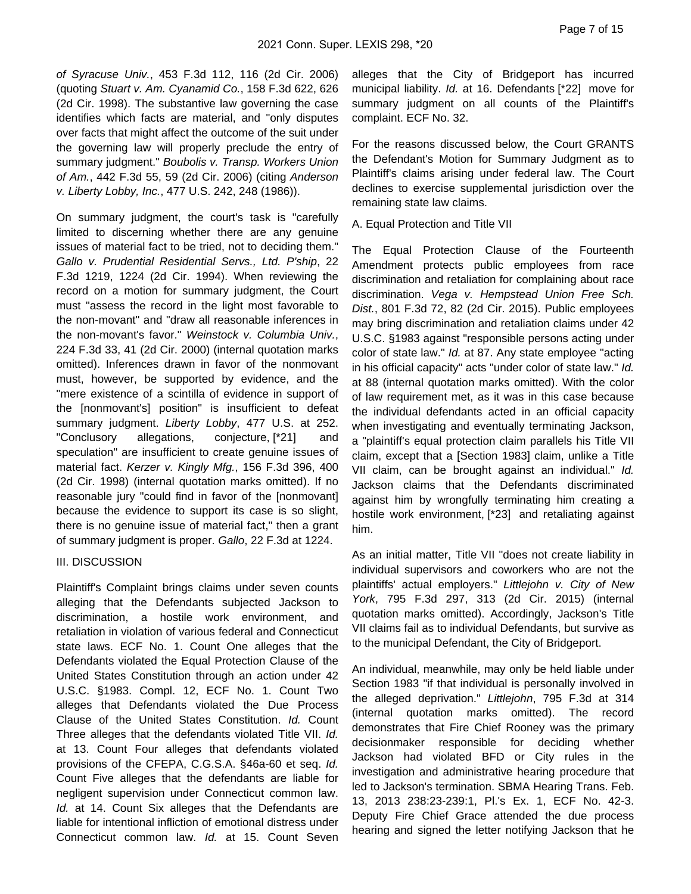*of Syracuse Univ.*, 453 F.3d 112, 116 (2d Cir. 2006) (quoting *Stuart v. Am. Cyanamid Co.*, 158 F.3d 622, 626 (2d Cir. 1998). The substantive law governing the case identifies which facts are material, and "only disputes over facts that might affect the outcome of the suit under the governing law will properly preclude the entry of summary judgment." *Boubolis v. Transp. Workers Union of Am.*, 442 F.3d 55, 59 (2d Cir. 2006) (citing *Anderson v. Liberty Lobby, Inc.*, 477 U.S. 242, 248 (1986)).

On summary judgment, the court's task is "carefully limited to discerning whether there are any genuine issues of material fact to be tried, not to deciding them." *Gallo v. Prudential Residential Servs., Ltd. P'ship*, 22 F.3d 1219, 1224 (2d Cir. 1994). When reviewing the record on a motion for summary judgment, the Court must "assess the record in the light most favorable to the non-movant" and "draw all reasonable inferences in the non-movant's favor." *Weinstock v. Columbia Univ.*, 224 F.3d 33, 41 (2d Cir. 2000) (internal quotation marks omitted). Inferences drawn in favor of the nonmovant must, however, be supported by evidence, and the "mere existence of a scintilla of evidence in support of the [nonmovant's] position" is insufficient to defeat summary judgment. *Liberty Lobby*, 477 U.S. at 252. "Conclusory allegations, conjecture, [*21] and speculation" are insufficient to create genuine issues of material fact. *Kerzer v. Kingly Mfg.*, 156 F.3d 396, 400 (2d Cir. 1998) (internal quotation marks omitted). If no reasonable jury "could find in favor of the [nonmovant] because the evidence to support its case is so slight, there is no genuine issue of material fact," then a grant of summary judgment is proper. *Gallo*, 22 F.3d at 1224.

III. DISCUSSION

Plaintiff's Complaint brings claims under seven counts alleging that the Defendants subjected Jackson to discrimination, a hostile work environment, and retaliation in violation of various federal and Connecticut state laws. ECF No. 1. Count One alleges that the Defendants violated the Equal Protection Clause of the United States Constitution through an action under 42 U.S.C. §1983. Compl. 12, ECF No. 1. Count Two alleges that Defendants violated the Due Process Clause of the United States Constitution. *Id.* Count Three alleges that the defendants violated Title VII. *Id.* at 13. Count Four alleges that defendants violated provisions of the CFEPA, C.G.S.A. §46a-60 et seq. *Id.* Count Five alleges that the defendants are liable for negligent supervision under Connecticut common law. *Id.* at 14. Count Six alleges that the Defendants are liable for intentional infliction of emotional distress under Connecticut common law. *Id.* at 15. Count Seven alleges that the City of Bridgeport has incurred municipal liability. *Id.* at 16. Defendants [*22] move for summary judgment on all counts of the Plaintiff's complaint. ECF No. 32.

For the reasons discussed below, the Court GRANTS the Defendant's Motion for Summary Judgment as to Plaintiff's claims arising under federal law. The Court declines to exercise supplemental jurisdiction over the remaining state law claims.

A. Equal Protection and Title VII

The Equal Protection Clause of the Fourteenth Amendment protects public employees from race discrimination and retaliation for complaining about race discrimination. *Vega v. Hempstead Union Free Sch. Dist.*, 801 F.3d 72, 82 (2d Cir. 2015). Public employees may bring discrimination and retaliation claims under 42 U.S.C. §1983 against "responsible persons acting under color of state law." *Id.* at 87. Any state employee "acting in his official capacity" acts "under color of state law." *Id.* at 88 (internal quotation marks omitted). With the color of law requirement met, as it was in this case because the individual defendants acted in an official capacity when investigating and eventually terminating Jackson, a "plaintiff's equal protection claim parallels his Title VII claim, except that a [Section 1983] claim, unlike a Title VII claim, can be brought against an individual." *Id.* Jackson claims that the Defendants discriminated against him by wrongfully terminating him creating a hostile work environment, [*23] and retaliating against him.

As an initial matter, Title VII "does not create liability in individual supervisors and coworkers who are not the plaintiffs' actual employers." *Littlejohn v. City of New York*, 795 F.3d 297, 313 (2d Cir. 2015) (internal quotation marks omitted). Accordingly, Jackson's Title VII claims fail as to individual Defendants, but survive as to the municipal Defendant, the City of Bridgeport.

An individual, meanwhile, may only be held liable under Section 1983 "if that individual is personally involved in the alleged deprivation." *Littlejohn*, 795 F.3d at 314 (internal quotation marks omitted). The record demonstrates that Fire Chief Rooney was the primary decisionmaker responsible for deciding whether Jackson had violated BFD or City rules in the investigation and administrative hearing procedure that led to Jackson's termination. SBMA Hearing Trans. Feb. 13, 2013 238:23-239:1, Pl.'s Ex. 1, ECF No. 42-3. Deputy Fire Chief Grace attended the due process hearing and signed the letter notifying Jackson that he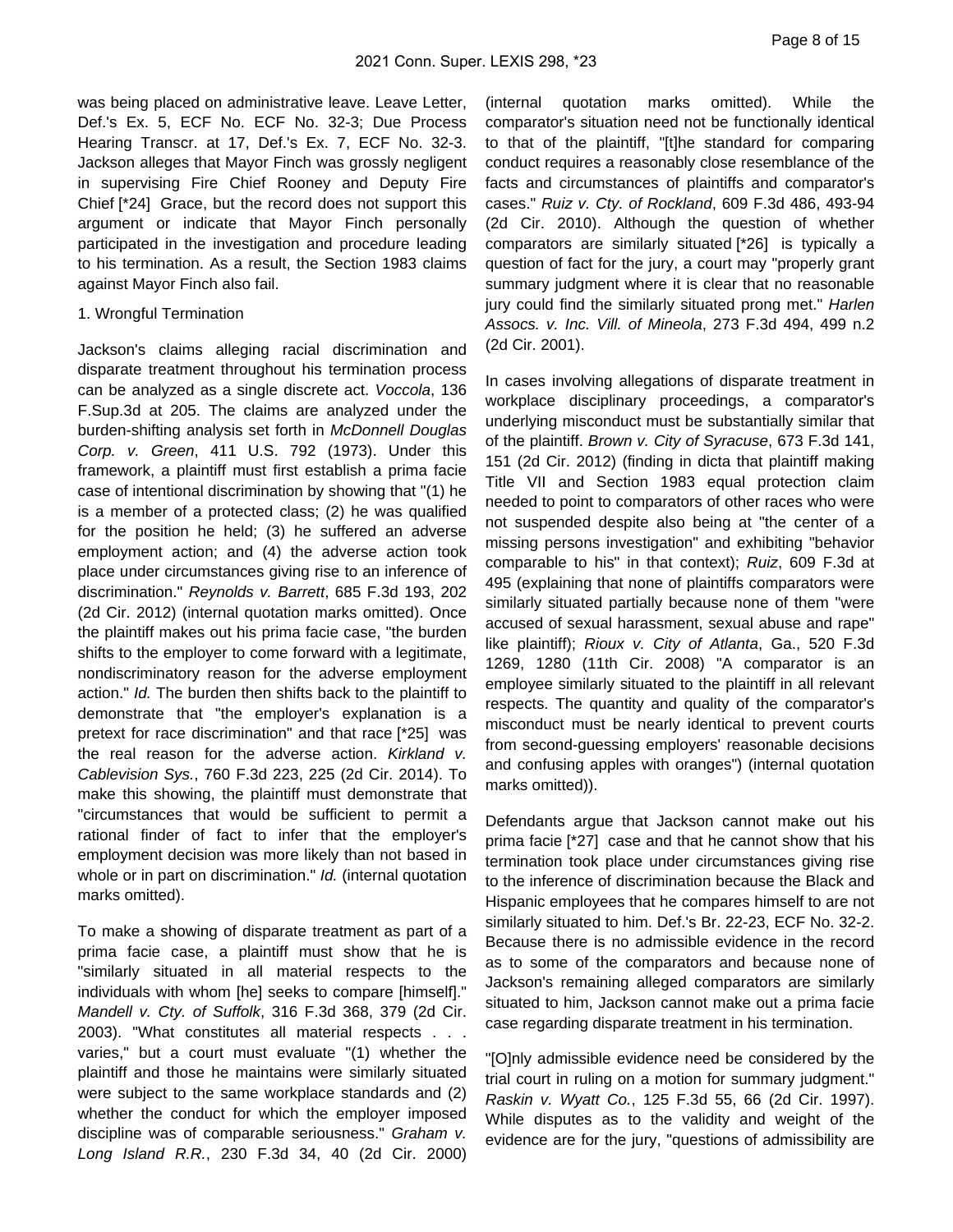was being placed on administrative leave. Leave Letter, Def.'s Ex. 5, ECF No. ECF No. 32-3; Due Process Hearing Transcr. at 17, Def.'s Ex. 7, ECF No. 32-3. Jackson alleges that Mayor Finch was grossly negligent in supervising Fire Chief Rooney and Deputy Fire Chief [*24] Grace, but the record does not support this argument or indicate that Mayor Finch personally participated in the investigation and procedure leading to his termination. As a result, the Section 1983 claims against Mayor Finch also fail.

1. Wrongful Termination

Jackson's claims alleging racial discrimination and disparate treatment throughout his termination process can be analyzed as a single discrete act. *Voccola*, 136 F.Sup.3d at 205. The claims are analyzed under the burden-shifting analysis set forth in *McDonnell Douglas Corp. v. Green*, 411 U.S. 792 (1973). Under this framework, a plaintiff must first establish a prima facie case of intentional discrimination by showing that "(1) he is a member of a protected class; (2) he was qualified for the position he held; (3) he suffered an adverse employment action; and (4) the adverse action took place under circumstances giving rise to an inference of discrimination." *Reynolds v. Barrett*, 685 F.3d 193, 202 (2d Cir. 2012) (internal quotation marks omitted). Once the plaintiff makes out his prima facie case, "the burden shifts to the employer to come forward with a legitimate, nondiscriminatory reason for the adverse employment action." *Id.* The burden then shifts back to the plaintiff to demonstrate that "the employer's explanation is a pretext for race discrimination" and that race [*25] was the real reason for the adverse action. *Kirkland v. Cablevision Sys.*, 760 F.3d 223, 225 (2d Cir. 2014). To make this showing, the plaintiff must demonstrate that "circumstances that would be sufficient to permit a rational finder of fact to infer that the employer's employment decision was more likely than not based in whole or in part on discrimination." *Id.* (internal quotation marks omitted).

To make a showing of disparate treatment as part of a prima facie case, a plaintiff must show that he is "similarly situated in all material respects to the individuals with whom [he] seeks to compare [himself]." *Mandell v. Cty. of Suffolk*, 316 F.3d 368, 379 (2d Cir. 2003). "What constitutes all material respects . . . varies," but a court must evaluate "(1) whether the plaintiff and those he maintains were similarly situated were subject to the same workplace standards and (2) whether the conduct for which the employer imposed discipline was of comparable seriousness." *Graham v. Long Island R.R.*, 230 F.3d 34, 40 (2d Cir. 2000) (internal quotation marks omitted). While the comparator's situation need not be functionally identical to that of the plaintiff, "[t]he standard for comparing conduct requires a reasonably close resemblance of the facts and circumstances of plaintiffs and comparator's cases." *Ruiz v. Cty. of Rockland*, 609 F.3d 486, 493-94 (2d Cir. 2010). Although the question of whether comparators are similarly situated [*26] is typically a question of fact for the jury, a court may "properly grant summary judgment where it is clear that no reasonable jury could find the similarly situated prong met." *Harlen Assocs. v. Inc. Vill. of Mineola*, 273 F.3d 494, 499 n.2 (2d Cir. 2001).

In cases involving allegations of disparate treatment in workplace disciplinary proceedings, a comparator's underlying misconduct must be substantially similar that of the plaintiff. *Brown v. City of Syracuse*, 673 F.3d 141, 151 (2d Cir. 2012) (finding in dicta that plaintiff making Title VII and Section 1983 equal protection claim needed to point to comparators of other races who were not suspended despite also being at "the center of a missing persons investigation" and exhibiting "behavior comparable to his" in that context); *Ruiz*, 609 F.3d at 495 (explaining that none of plaintiffs comparators were similarly situated partially because none of them "were accused of sexual harassment, sexual abuse and rape" like plaintiff); *Rioux v. City of Atlanta*, Ga., 520 F.3d 1269, 1280 (11th Cir. 2008) "A comparator is an employee similarly situated to the plaintiff in all relevant respects. The quantity and quality of the comparator's misconduct must be nearly identical to prevent courts from second-guessing employers' reasonable decisions and confusing apples with oranges") (internal quotation marks omitted)).

Defendants argue that Jackson cannot make out his prima facie [*27] case and that he cannot show that his termination took place under circumstances giving rise to the inference of discrimination because the Black and Hispanic employees that he compares himself to are not similarly situated to him. Def.'s Br. 22-23, ECF No. 32-2. Because there is no admissible evidence in the record as to some of the comparators and because none of Jackson's remaining alleged comparators are similarly situated to him, Jackson cannot make out a prima facie case regarding disparate treatment in his termination.

"[O]nly admissible evidence need be considered by the trial court in ruling on a motion for summary judgment." *Raskin v. Wyatt Co.*, 125 F.3d 55, 66 (2d Cir. 1997). While disputes as to the validity and weight of the evidence are for the jury, "questions of admissibility are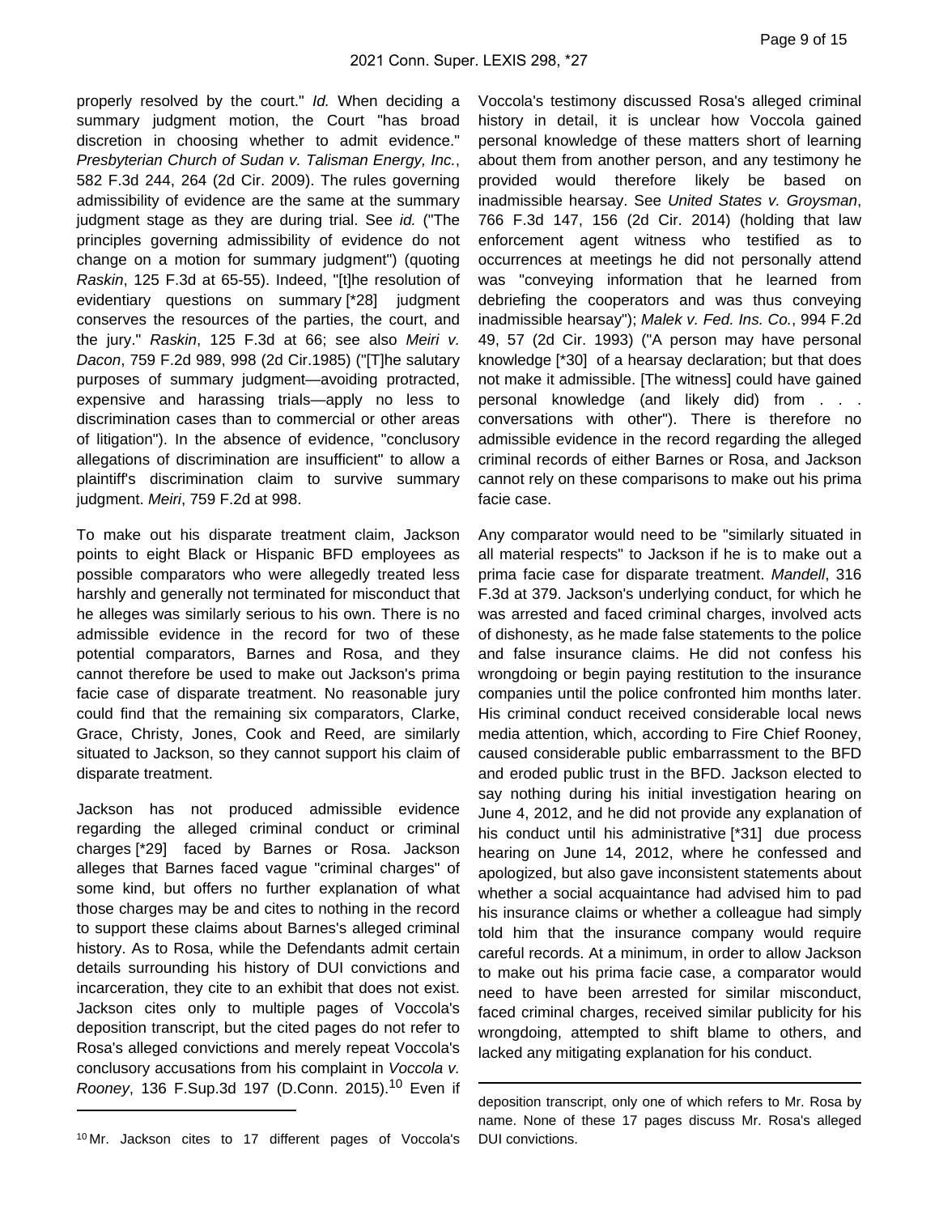properly resolved by the court." *Id.* When deciding a summary judgment motion, the Court "has broad discretion in choosing whether to admit evidence." *Presbyterian Church of Sudan v. Talisman Energy, Inc.*, 582 F.3d 244, 264 (2d Cir. 2009). The rules governing admissibility of evidence are the same at the summary judgment stage as they are during trial. See *id.* ("The principles governing admissibility of evidence do not change on a motion for summary judgment") (quoting *Raskin*, 125 F.3d at 65-55). Indeed, "[t]he resolution of evidentiary questions on summary [*28] judgment conserves the resources of the parties, the court, and the jury." *Raskin*, 125 F.3d at 66; see also *Meiri v. Dacon*, 759 F.2d 989, 998 (2d Cir.1985) ("[T]he salutary purposes of summary judgment—avoiding protracted, expensive and harassing trials—apply no less to discrimination cases than to commercial or other areas of litigation"). In the absence of evidence, "conclusory allegations of discrimination are insufficient" to allow a plaintiff's discrimination claim to survive summary judgment. *Meiri*, 759 F.2d at 998.

To make out his disparate treatment claim, Jackson points to eight Black or Hispanic BFD employees as possible comparators who were allegedly treated less harshly and generally not terminated for misconduct that he alleges was similarly serious to his own. There is no admissible evidence in the record for two of these potential comparators, Barnes and Rosa, and they cannot therefore be used to make out Jackson's prima facie case of disparate treatment. No reasonable jury could find that the remaining six comparators, Clarke, Grace, Christy, Jones, Cook and Reed, are similarly situated to Jackson, so they cannot support his claim of disparate treatment.

Jackson has not produced admissible evidence regarding the alleged criminal conduct or criminal charges [*29] faced by Barnes or Rosa. Jackson alleges that Barnes faced vague "criminal charges" of some kind, but offers no further explanation of what those charges may be and cites to nothing in the record to support these claims about Barnes's alleged criminal history. As to Rosa, while the Defendants admit certain details surrounding his history of DUI convictions and incarceration, they cite to an exhibit that does not exist. Jackson cites only to multiple pages of Voccola's deposition transcript, but the cited pages do not refer to Rosa's alleged convictions and merely repeat Voccola's conclusory accusations from his complaint in *Voccola v. Rooney*, 136 F.Sup.3d 197 (D.Conn. 2015).[10] Even if Voccola's testimony discussed Rosa's alleged criminal history in detail, it is unclear how Voccola gained personal knowledge of these matters short of learning about them from another person, and any testimony he provided would therefore likely be based on inadmissible hearsay. See *United States v. Groysman*, 766 F.3d 147, 156 (2d Cir. 2014) (holding that law enforcement agent witness who testified as to occurrences at meetings he did not personally attend was "conveying information that he learned from debriefing the cooperators and was thus conveying inadmissible hearsay"); *Malek v. Fed. Ins. Co.*, 994 F.2d 49, 57 (2d Cir. 1993) ("A person may have personal knowledge [*30] of a hearsay declaration; but that does not make it admissible. [The witness] could have gained personal knowledge (and likely did) from . . . conversations with other"). There is therefore no admissible evidence in the record regarding the alleged criminal records of either Barnes or Rosa, and Jackson cannot rely on these comparisons to make out his prima facie case.

Any comparator would need to be "similarly situated in all material respects" to Jackson if he is to make out a prima facie case for disparate treatment. *Mandell*, 316 F.3d at 379. Jackson's underlying conduct, for which he was arrested and faced criminal charges, involved acts of dishonesty, as he made false statements to the police and false insurance claims. He did not confess his wrongdoing or begin paying restitution to the insurance companies until the police confronted him months later. His criminal conduct received considerable local news media attention, which, according to Fire Chief Rooney, caused considerable public embarrassment to the BFD and eroded public trust in the BFD. Jackson elected to say nothing during his initial investigation hearing on June 4, 2012, and he did not provide any explanation of his conduct until his administrative [*31] due process hearing on June 14, 2012, where he confessed and apologized, but also gave inconsistent statements about whether a social acquaintance had advised him to pad his insurance claims or whether a colleague had simply told him that the insurance company would require careful records. At a minimum, in order to allow Jackson to make out his prima facie case, a comparator would need to have been arrested for similar misconduct, faced criminal charges, received similar publicity for his wrongdoing, attempted to shift blame to others, and lacked any mitigating explanation for his conduct.

---

[10] Mr. Jackson cites to 17 different pages of Voccola's deposition transcript, only one of which refers to Mr. Rosa by name. None of these 17 pages discuss Mr. Rosa's alleged DUI convictions.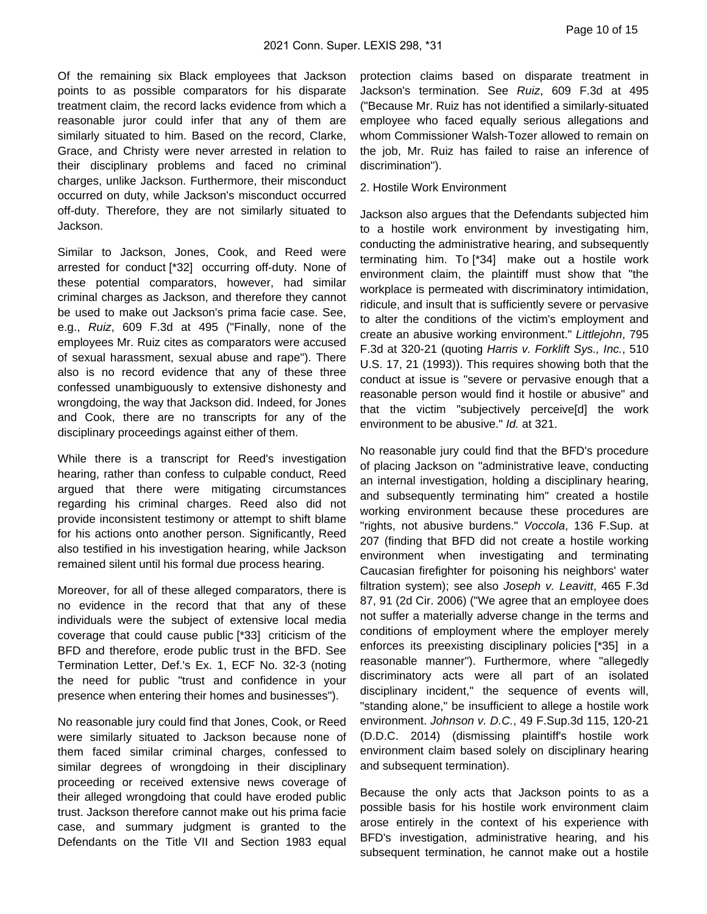Of the remaining six Black employees that Jackson points to as possible comparators for his disparate treatment claim, the record lacks evidence from which a reasonable juror could infer that any of them are similarly situated to him. Based on the record, Clarke, Grace, and Christy were never arrested in relation to their disciplinary problems and faced no criminal charges, unlike Jackson. Furthermore, their misconduct occurred on duty, while Jackson's misconduct occurred off-duty. Therefore, they are not similarly situated to Jackson.

Similar to Jackson, Jones, Cook, and Reed were arrested for conduct [*32] occurring off-duty. None of these potential comparators, however, had similar criminal charges as Jackson, and therefore they cannot be used to make out Jackson's prima facie case. See, e.g., *Ruiz*, 609 F.3d at 495 ("Finally, none of the employees Mr. Ruiz cites as comparators were accused of sexual harassment, sexual abuse and rape"). There also is no record evidence that any of these three confessed unambiguously to extensive dishonesty and wrongdoing, the way that Jackson did. Indeed, for Jones and Cook, there are no transcripts for any of the disciplinary proceedings against either of them.

While there is a transcript for Reed's investigation hearing, rather than confess to culpable conduct, Reed argued that there were mitigating circumstances regarding his criminal charges. Reed also did not provide inconsistent testimony or attempt to shift blame for his actions onto another person. Significantly, Reed also testified in his investigation hearing, while Jackson remained silent until his formal due process hearing.

Moreover, for all of these alleged comparators, there is no evidence in the record that that any of these individuals were the subject of extensive local media coverage that could cause public [*33] criticism of the BFD and therefore, erode public trust in the BFD. See Termination Letter, Def.'s Ex. 1, ECF No. 32-3 (noting the need for public "trust and confidence in your presence when entering their homes and businesses").

No reasonable jury could find that Jones, Cook, or Reed were similarly situated to Jackson because none of them faced similar criminal charges, confessed to similar degrees of wrongdoing in their disciplinary proceeding or received extensive news coverage of their alleged wrongdoing that could have eroded public trust. Jackson therefore cannot make out his prima facie case, and summary judgment is granted to the Defendants on the Title VII and Section 1983 equal protection claims based on disparate treatment in Jackson's termination. See *Ruiz*, 609 F.3d at 495 ("Because Mr. Ruiz has not identified a similarly-situated employee who faced equally serious allegations and whom Commissioner Walsh-Tozer allowed to remain on the job, Mr. Ruiz has failed to raise an inference of discrimination").

2. Hostile Work Environment

Jackson also argues that the Defendants subjected him to a hostile work environment by investigating him, conducting the administrative hearing, and subsequently terminating him. To [*34] make out a hostile work environment claim, the plaintiff must show that "the workplace is permeated with discriminatory intimidation, ridicule, and insult that is sufficiently severe or pervasive to alter the conditions of the victim's employment and create an abusive working environment." *Littlejohn*, 795 F.3d at 320-21 (quoting *Harris v. Forklift Sys., Inc.*, 510 U.S. 17, 21 (1993)). This requires showing both that the conduct at issue is "severe or pervasive enough that a reasonable person would find it hostile or abusive" and that the victim "subjectively perceive[d] the work environment to be abusive." *Id.* at 321.

No reasonable jury could find that the BFD's procedure of placing Jackson on "administrative leave, conducting an internal investigation, holding a disciplinary hearing, and subsequently terminating him" created a hostile working environment because these procedures are "rights, not abusive burdens." *Voccola*, 136 F.Sup. at 207 (finding that BFD did not create a hostile working environment when investigating and terminating Caucasian firefighter for poisoning his neighbors' water filtration system); see also *Joseph v. Leavitt*, 465 F.3d 87, 91 (2d Cir. 2006) ("We agree that an employee does not suffer a materially adverse change in the terms and conditions of employment where the employer merely enforces its preexisting disciplinary policies [*35] in a reasonable manner"). Furthermore, where "allegedly discriminatory acts were all part of an isolated disciplinary incident," the sequence of events will, "standing alone," be insufficient to allege a hostile work environment. *Johnson v. D.C.*, 49 F.Sup.3d 115, 120-21 (D.D.C. 2014) (dismissing plaintiff's hostile work environment claim based solely on disciplinary hearing and subsequent termination).

Because the only acts that Jackson points to as a possible basis for his hostile work environment claim arose entirely in the context of his experience with BFD's investigation, administrative hearing, and his subsequent termination, he cannot make out a hostile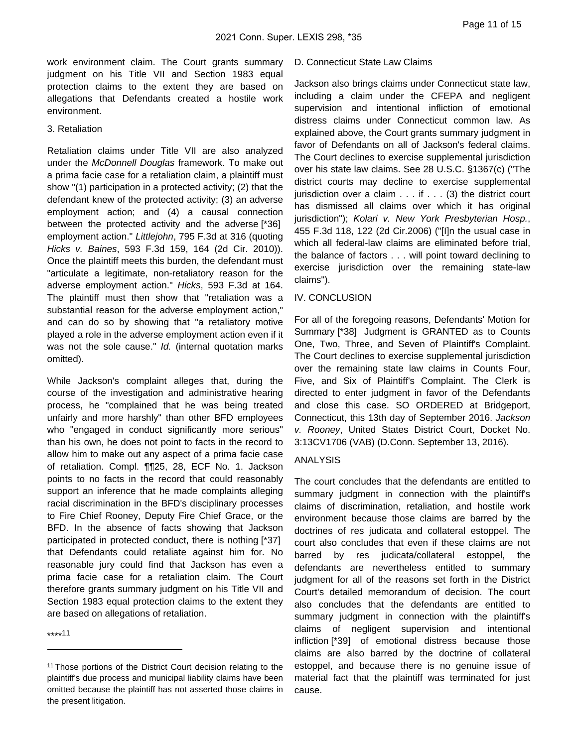work environment claim. The Court grants summary judgment on his Title VII and Section 1983 equal protection claims to the extent they are based on allegations that Defendants created a hostile work environment.

3. Retaliation

Retaliation claims under Title VII are also analyzed under the *McDonnell Douglas* framework. To make out a prima facie case for a retaliation claim, a plaintiff must show "(1) participation in a protected activity; (2) that the defendant knew of the protected activity; (3) an adverse employment action; and (4) a causal connection between the protected activity and the adverse [*36] employment action." *Littlejohn*, 795 F.3d at 316 (quoting *Hicks v. Baines*, 593 F.3d 159, 164 (2d Cir. 2010)). Once the plaintiff meets this burden, the defendant must "articulate a legitimate, non-retaliatory reason for the adverse employment action." *Hicks*, 593 F.3d at 164. The plaintiff must then show that "retaliation was a substantial reason for the adverse employment action," and can do so by showing that "a retaliatory motive played a role in the adverse employment action even if it was not the sole cause." *Id.* (internal quotation marks omitted).

While Jackson's complaint alleges that, during the course of the investigation and administrative hearing process, he "complained that he was being treated unfairly and more harshly" than other BFD employees who "engaged in conduct significantly more serious" than his own, he does not point to facts in the record to allow him to make out any aspect of a prima facie case of retaliation. Compl. ¶¶25, 28, ECF No. 1. Jackson points to no facts in the record that could reasonably support an inference that he made complaints alleging racial discrimination in the BFD's disciplinary processes to Fire Chief Rooney, Deputy Fire Chief Grace, or the BFD. In the absence of facts showing that Jackson participated in protected conduct, there is nothing [*37] that Defendants could retaliate against him for. No reasonable jury could find that Jackson has even a prima facie case for a retaliation claim. The Court therefore grants summary judgment on his Title VII and Section 1983 equal protection claims to the extent they are based on allegations of retaliation.

****[11]

D. Connecticut State Law Claims

Jackson also brings claims under Connecticut state law, including a claim under the CFEPA and negligent supervision and intentional infliction of emotional distress claims under Connecticut common law. As explained above, the Court grants summary judgment in favor of Defendants on all of Jackson's federal claims. The Court declines to exercise supplemental jurisdiction over his state law claims. See 28 U.S.C. §1367(c) ("The district courts may decline to exercise supplemental jurisdiction over a claim . . . if . . . (3) the district court has dismissed all claims over which it has original jurisdiction"); *Kolari v. New York Presbyterian Hosp.*, 455 F.3d 118, 122 (2d Cir.2006) ("[I]n the usual case in which all federal-law claims are eliminated before trial, the balance of factors . . . will point toward declining to exercise jurisdiction over the remaining state-law claims").

IV. CONCLUSION

For all of the foregoing reasons, Defendants' Motion for Summary [*38] Judgment is GRANTED as to Counts One, Two, Three, and Seven of Plaintiff's Complaint. The Court declines to exercise supplemental jurisdiction over the remaining state law claims in Counts Four, Five, and Six of Plaintiff's Complaint. The Clerk is directed to enter judgment in favor of the Defendants and close this case. SO ORDERED at Bridgeport, Connecticut, this 13th day of September 2016. *Jackson v. Rooney*, United States District Court, Docket No. 3:13CV1706 (VAB) (D.Conn. September 13, 2016).

ANALYSIS

The court concludes that the defendants are entitled to summary judgment in connection with the plaintiff's claims of discrimination, retaliation, and hostile work environment because those claims are barred by the doctrines of res judicata and collateral estoppel. The court also concludes that even if these claims are not barred by res judicata/collateral estoppel, the defendants are nevertheless entitled to summary judgment for all of the reasons set forth in the District Court's detailed memorandum of decision. The court also concludes that the defendants are entitled to summary judgment in connection with the plaintiff's claims of negligent supervision and intentional infliction [*39] of emotional distress because those claims are also barred by the doctrine of collateral estoppel, and because there is no genuine issue of material fact that the plaintiff was terminated for just cause.

---

[11] Those portions of the District Court decision relating to the plaintiff's due process and municipal liability claims have been omitted because the plaintiff has not asserted those claims in the present litigation.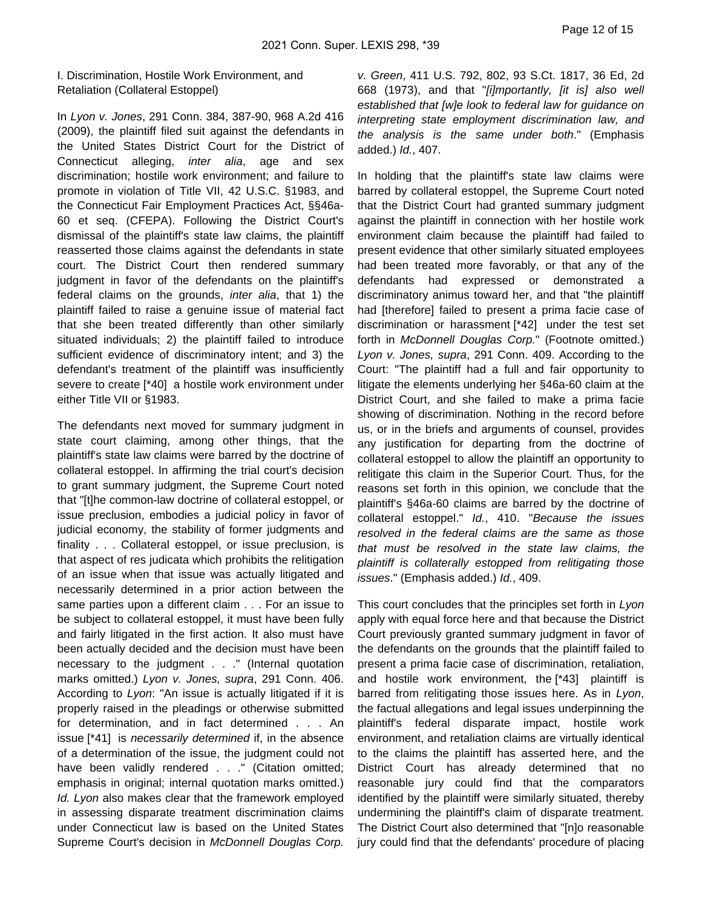I. Discrimination, Hostile Work Environment, and Retaliation (Collateral Estoppel)

In *Lyon v. Jones*, 291 Conn. 384, 387-90, 968 A.2d 416 (2009), the plaintiff filed suit against the defendants in the United States District Court for the District of Connecticut alleging, *inter alia*, age and sex discrimination; hostile work environment; and failure to promote in violation of Title VII, 42 U.S.C. §1983, and the Connecticut Fair Employment Practices Act, §§46a-60 et seq. (CFEPA). Following the District Court's dismissal of the plaintiff's state law claims, the plaintiff reasserted those claims against the defendants in state court. The District Court then rendered summary judgment in favor of the defendants on the plaintiff's federal claims on the grounds, *inter alia*, that 1) the plaintiff failed to raise a genuine issue of material fact that she been treated differently than other similarly situated individuals; 2) the plaintiff failed to introduce sufficient evidence of discriminatory intent; and 3) the defendant's treatment of the plaintiff was insufficiently severe to create [*40] a hostile work environment under either Title VII or §1983.

The defendants next moved for summary judgment in state court claiming, among other things, that the plaintiff's state law claims were barred by the doctrine of collateral estoppel. In affirming the trial court's decision to grant summary judgment, the Supreme Court noted that "[t]he common-law doctrine of collateral estoppel, or issue preclusion, embodies a judicial policy in favor of judicial economy, the stability of former judgments and finality . . . Collateral estoppel, or issue preclusion, is that aspect of res judicata which prohibits the relitigation of an issue when that issue was actually litigated and necessarily determined in a prior action between the same parties upon a different claim . . . For an issue to be subject to collateral estoppel, it must have been fully and fairly litigated in the first action. It also must have been actually decided and the decision must have been necessary to the judgment . . ." (Internal quotation marks omitted.) *Lyon v. Jones, supra*, 291 Conn. 406. According to *Lyon*: "An issue is actually litigated if it is properly raised in the pleadings or otherwise submitted for determination, and in fact determined . . . An issue [*41] is *necessarily determined* if, in the absence of a determination of the issue, the judgment could not have been validly rendered . . ." (Citation omitted; emphasis in original; internal quotation marks omitted.) *Id. Lyon* also makes clear that the framework employed in assessing disparate treatment discrimination claims under Connecticut law is based on the United States Supreme Court's decision in *McDonnell Douglas Corp. v. Green*, 411 U.S. 792, 802, 93 S.Ct. 1817, 36 Ed, 2d 668 (1973), and that "*[i]mportantly, [it is] also well established that [w]e look to federal law for guidance on interpreting state employment discrimination law, and the analysis is the same under both*." (Emphasis added.) *Id.*, 407.

In holding that the plaintiff's state law claims were barred by collateral estoppel, the Supreme Court noted that the District Court had granted summary judgment against the plaintiff in connection with her hostile work environment claim because the plaintiff had failed to present evidence that other similarly situated employees had been treated more favorably, or that any of the defendants had expressed or demonstrated a discriminatory animus toward her, and that "the plaintiff had [therefore] failed to present a prima facie case of discrimination or harassment [*42] under the test set forth in *McDonnell Douglas Corp.*" (Footnote omitted.) *Lyon v. Jones, supra*, 291 Conn. 409. According to the Court: "The plaintiff had a full and fair opportunity to litigate the elements underlying her §46a-60 claim at the District Court, and she failed to make a prima facie showing of discrimination. Nothing in the record before us, or in the briefs and arguments of counsel, provides any justification for departing from the doctrine of collateral estoppel to allow the plaintiff an opportunity to relitigate this claim in the Superior Court. Thus, for the reasons set forth in this opinion, we conclude that the plaintiff's §46a-60 claims are barred by the doctrine of collateral estoppel." *Id.*, 410. "*Because the issues resolved in the federal claims are the same as those that must be resolved in the state law claims, the plaintiff is collaterally estopped from relitigating those issues*." (Emphasis added.) *Id.*, 409.

This court concludes that the principles set forth in *Lyon* apply with equal force here and that because the District Court previously granted summary judgment in favor of the defendants on the grounds that the plaintiff failed to present a prima facie case of discrimination, retaliation, and hostile work environment, the [*43] plaintiff is barred from relitigating those issues here. As in *Lyon*, the factual allegations and legal issues underpinning the plaintiff's federal disparate impact, hostile work environment, and retaliation claims are virtually identical to the claims the plaintiff has asserted here, and the District Court has already determined that no reasonable jury could find that the comparators identified by the plaintiff were similarly situated, thereby undermining the plaintiff's claim of disparate treatment. The District Court also determined that "[n]o reasonable jury could find that the defendants' procedure of placing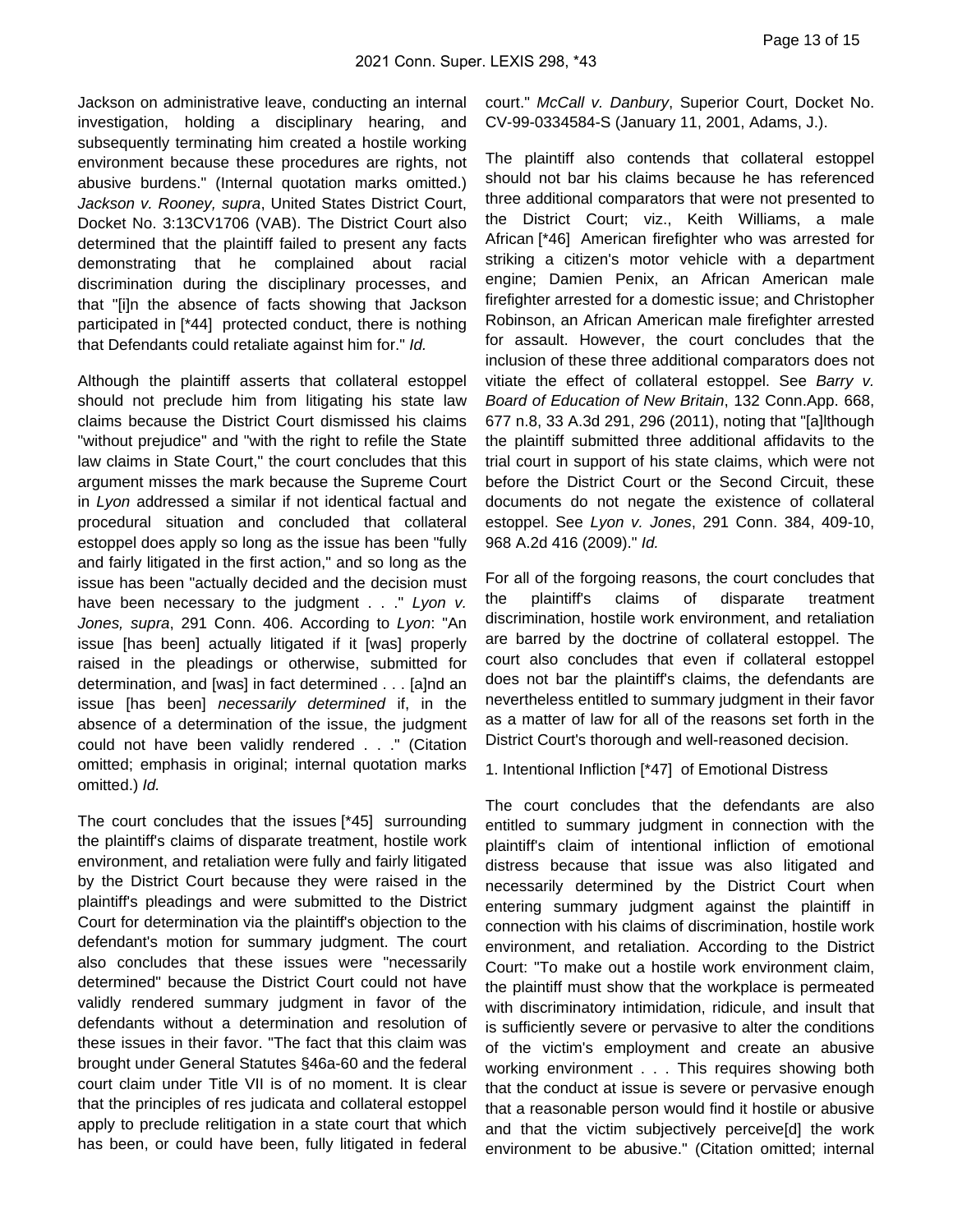Jackson on administrative leave, conducting an internal investigation, holding a disciplinary hearing, and subsequently terminating him created a hostile working environment because these procedures are rights, not abusive burdens." (Internal quotation marks omitted.) *Jackson v. Rooney, supra*, United States District Court, Docket No. 3:13CV1706 (VAB). The District Court also determined that the plaintiff failed to present any facts demonstrating that he complained about racial discrimination during the disciplinary processes, and that "[i]n the absence of facts showing that Jackson participated in [*44] protected conduct, there is nothing that Defendants could retaliate against him for." *Id.*

Although the plaintiff asserts that collateral estoppel should not preclude him from litigating his state law claims because the District Court dismissed his claims "without prejudice" and "with the right to refile the State law claims in State Court," the court concludes that this argument misses the mark because the Supreme Court in *Lyon* addressed a similar if not identical factual and procedural situation and concluded that collateral estoppel does apply so long as the issue has been "fully and fairly litigated in the first action," and so long as the issue has been "actually decided and the decision must have been necessary to the judgment . . ." *Lyon v. Jones, supra*, 291 Conn. 406. According to *Lyon*: "An issue [has been] actually litigated if it [was] properly raised in the pleadings or otherwise, submitted for determination, and [was] in fact determined . . . [a]nd an issue [has been] *necessarily determined* if, in the absence of a determination of the issue, the judgment could not have been validly rendered . . ." (Citation omitted; emphasis in original; internal quotation marks omitted.) *Id.*

The court concludes that the issues [*45] surrounding the plaintiff's claims of disparate treatment, hostile work environment, and retaliation were fully and fairly litigated by the District Court because they were raised in the plaintiff's pleadings and were submitted to the District Court for determination via the plaintiff's objection to the defendant's motion for summary judgment. The court also concludes that these issues were "necessarily determined" because the District Court could not have validly rendered summary judgment in favor of the defendants without a determination and resolution of these issues in their favor. "The fact that this claim was brought under General Statutes §46a-60 and the federal court claim under Title VII is of no moment. It is clear that the principles of res judicata and collateral estoppel apply to preclude relitigation in a state court that which has been, or could have been, fully litigated in federal court." *McCall v. Danbury*, Superior Court, Docket No. CV-99-0334584-S (January 11, 2001, Adams, J.).

The plaintiff also contends that collateral estoppel should not bar his claims because he has referenced three additional comparators that were not presented to the District Court; viz., Keith Williams, a male African [*46] American firefighter who was arrested for striking a citizen's motor vehicle with a department engine; Damien Penix, an African American male firefighter arrested for a domestic issue; and Christopher Robinson, an African American male firefighter arrested for assault. However, the court concludes that the inclusion of these three additional comparators does not vitiate the effect of collateral estoppel. See *Barry v. Board of Education of New Britain*, 132 Conn.App. 668, 677 n.8, 33 A.3d 291, 296 (2011), noting that "[a]lthough the plaintiff submitted three additional affidavits to the trial court in support of his state claims, which were not before the District Court or the Second Circuit, these documents do not negate the existence of collateral estoppel. See *Lyon v. Jones*, 291 Conn. 384, 409-10, 968 A.2d 416 (2009)." *Id.*

For all of the forgoing reasons, the court concludes that the plaintiff's claims of disparate treatment discrimination, hostile work environment, and retaliation are barred by the doctrine of collateral estoppel. The court also concludes that even if collateral estoppel does not bar the plaintiff's claims, the defendants are nevertheless entitled to summary judgment in their favor as a matter of law for all of the reasons set forth in the District Court's thorough and well-reasoned decision.

1. Intentional Infliction [*47] of Emotional Distress

The court concludes that the defendants are also entitled to summary judgment in connection with the plaintiff's claim of intentional infliction of emotional distress because that issue was also litigated and necessarily determined by the District Court when entering summary judgment against the plaintiff in connection with his claims of discrimination, hostile work environment, and retaliation. According to the District Court: "To make out a hostile work environment claim, the plaintiff must show that the workplace is permeated with discriminatory intimidation, ridicule, and insult that is sufficiently severe or pervasive to alter the conditions of the victim's employment and create an abusive working environment . . . This requires showing both that the conduct at issue is severe or pervasive enough that a reasonable person would find it hostile or abusive and that the victim subjectively perceive[d] the work environment to be abusive." (Citation omitted; internal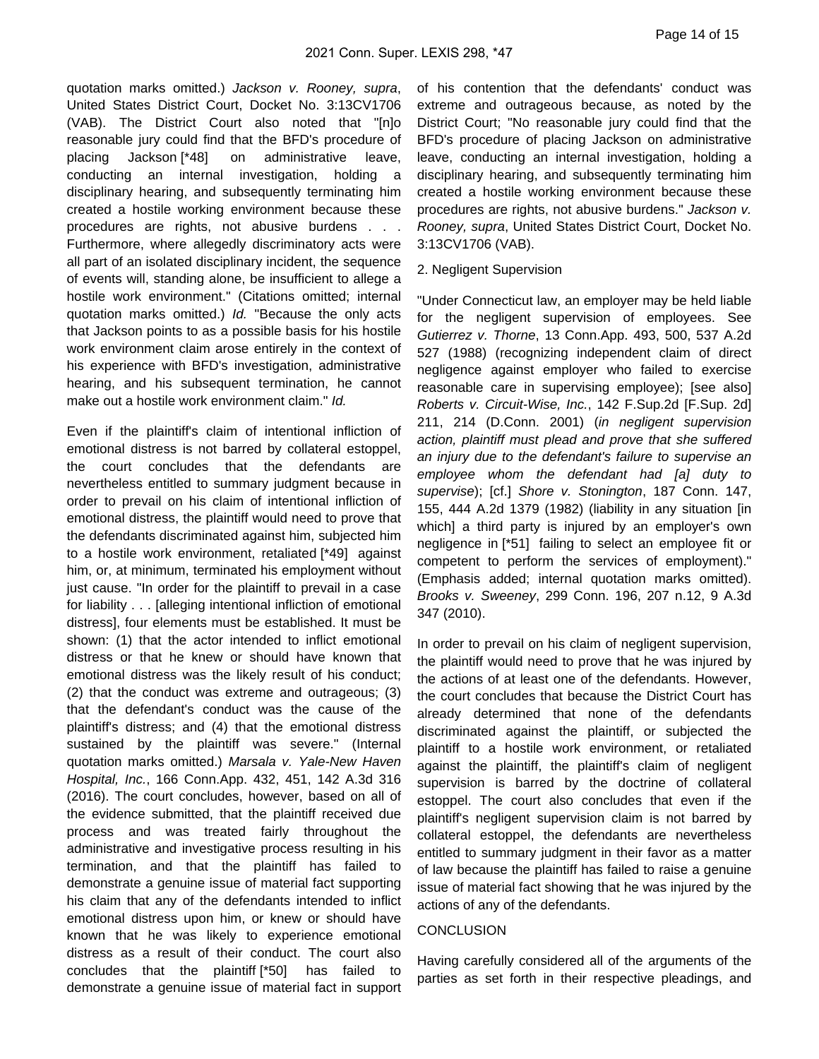quotation marks omitted.) *Jackson v. Rooney, supra*, United States District Court, Docket No. 3:13CV1706 (VAB). The District Court also noted that "[n]o reasonable jury could find that the BFD's procedure of placing Jackson [*48] on administrative leave, conducting an internal investigation, holding a disciplinary hearing, and subsequently terminating him created a hostile working environment because these procedures are rights, not abusive burdens . . . Furthermore, where allegedly discriminatory acts were all part of an isolated disciplinary incident, the sequence of events will, standing alone, be insufficient to allege a hostile work environment." (Citations omitted; internal quotation marks omitted.) *Id.* "Because the only acts that Jackson points to as a possible basis for his hostile work environment claim arose entirely in the context of his experience with BFD's investigation, administrative hearing, and his subsequent termination, he cannot make out a hostile work environment claim." *Id.*

Even if the plaintiff's claim of intentional infliction of emotional distress is not barred by collateral estoppel, the court concludes that the defendants are nevertheless entitled to summary judgment because in order to prevail on his claim of intentional infliction of emotional distress, the plaintiff would need to prove that the defendants discriminated against him, subjected him to a hostile work environment, retaliated [*49] against him, or, at minimum, terminated his employment without just cause. "In order for the plaintiff to prevail in a case for liability . . . [alleging intentional infliction of emotional distress], four elements must be established. It must be shown: (1) that the actor intended to inflict emotional distress or that he knew or should have known that emotional distress was the likely result of his conduct; (2) that the conduct was extreme and outrageous; (3) that the defendant's conduct was the cause of the plaintiff's distress; and (4) that the emotional distress sustained by the plaintiff was severe." (Internal quotation marks omitted.) *Marsala v. Yale-New Haven Hospital, Inc.*, 166 Conn.App. 432, 451, 142 A.3d 316 (2016). The court concludes, however, based on all of the evidence submitted, that the plaintiff received due process and was treated fairly throughout the administrative and investigative process resulting in his termination, and that the plaintiff has failed to demonstrate a genuine issue of material fact supporting his claim that any of the defendants intended to inflict emotional distress upon him, or knew or should have known that he was likely to experience emotional distress as a result of their conduct. The court also concludes that the plaintiff [*50] has failed to demonstrate a genuine issue of material fact in support of his contention that the defendants' conduct was extreme and outrageous because, as noted by the District Court; "No reasonable jury could find that the BFD's procedure of placing Jackson on administrative leave, conducting an internal investigation, holding a disciplinary hearing, and subsequently terminating him created a hostile working environment because these procedures are rights, not abusive burdens." *Jackson v. Rooney, supra*, United States District Court, Docket No. 3:13CV1706 (VAB).

2. Negligent Supervision

"Under Connecticut law, an employer may be held liable for the negligent supervision of employees. See *Gutierrez v. Thorne*, 13 Conn.App. 493, 500, 537 A.2d 527 (1988) (recognizing independent claim of direct negligence against employer who failed to exercise reasonable care in supervising employee); [see also] *Roberts v. Circuit-Wise, Inc.*, 142 F.Sup.2d [F.Sup. 2d] 211, 214 (D.Conn. 2001) (*in negligent supervision action, plaintiff must plead and prove that she suffered an injury due to the defendant's failure to supervise an employee whom the defendant had [a] duty to supervise*); [cf.] *Shore v. Stonington*, 187 Conn. 147, 155, 444 A.2d 1379 (1982) (liability in any situation [in which] a third party is injured by an employer's own negligence in [*51] failing to select an employee fit or competent to perform the services of employment)." (Emphasis added; internal quotation marks omitted). *Brooks v. Sweeney*, 299 Conn. 196, 207 n.12, 9 A.3d 347 (2010).

In order to prevail on his claim of negligent supervision, the plaintiff would need to prove that he was injured by the actions of at least one of the defendants. However, the court concludes that because the District Court has already determined that none of the defendants discriminated against the plaintiff, or subjected the plaintiff to a hostile work environment, or retaliated against the plaintiff, the plaintiff's claim of negligent supervision is barred by the doctrine of collateral estoppel. The court also concludes that even if the plaintiff's negligent supervision claim is not barred by collateral estoppel, the defendants are nevertheless entitled to summary judgment in their favor as a matter of law because the plaintiff has failed to raise a genuine issue of material fact showing that he was injured by the actions of any of the defendants.

CONCLUSION

Having carefully considered all of the arguments of the parties as set forth in their respective pleadings, and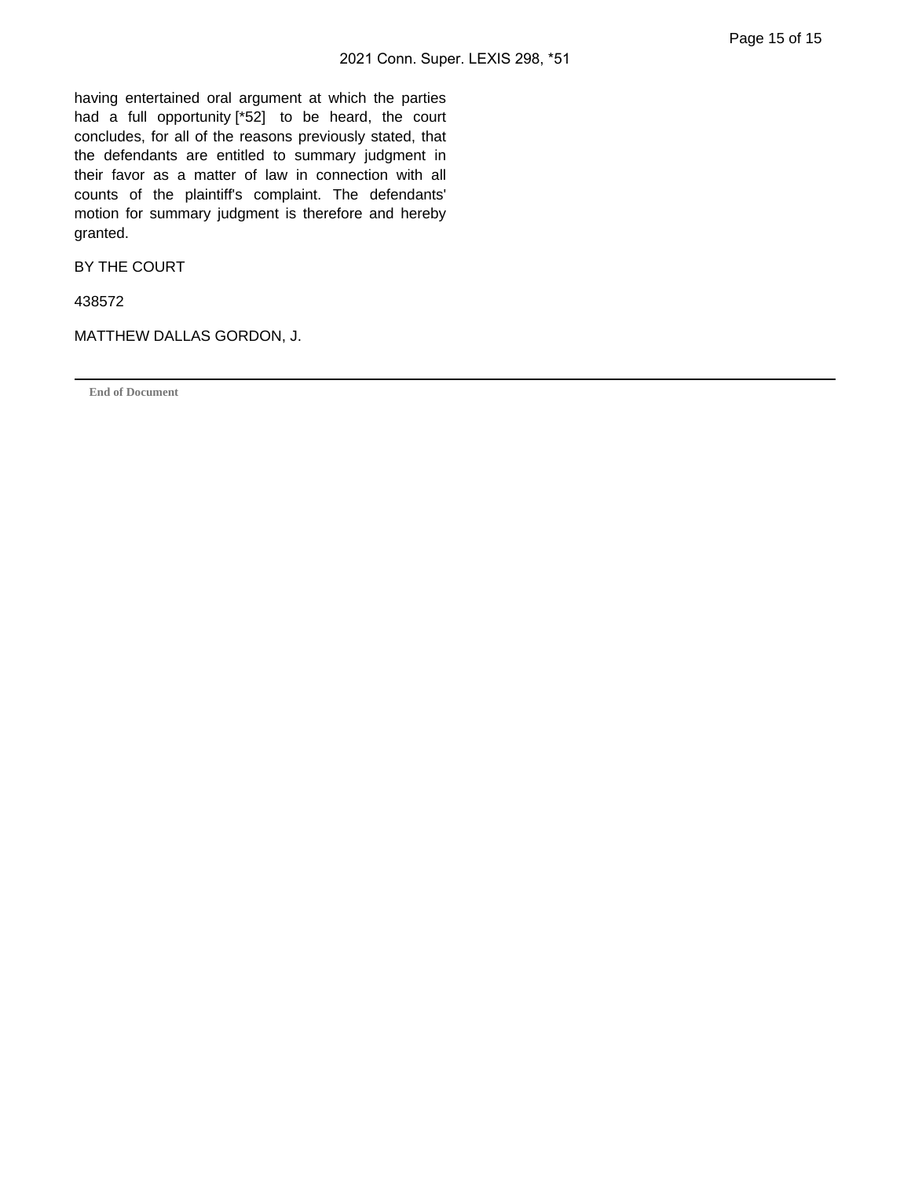having entertained oral argument at which the parties had a full opportunity [*52] to be heard, the court concludes, for all of the reasons previously stated, that the defendants are entitled to summary judgment in their favor as a matter of law in connection with all counts of the plaintiff's complaint. The defendants' motion for summary judgment is therefore and hereby granted.

BY THE COURT

438572

MATTHEW DALLAS GORDON, J.

---

**End of Document**